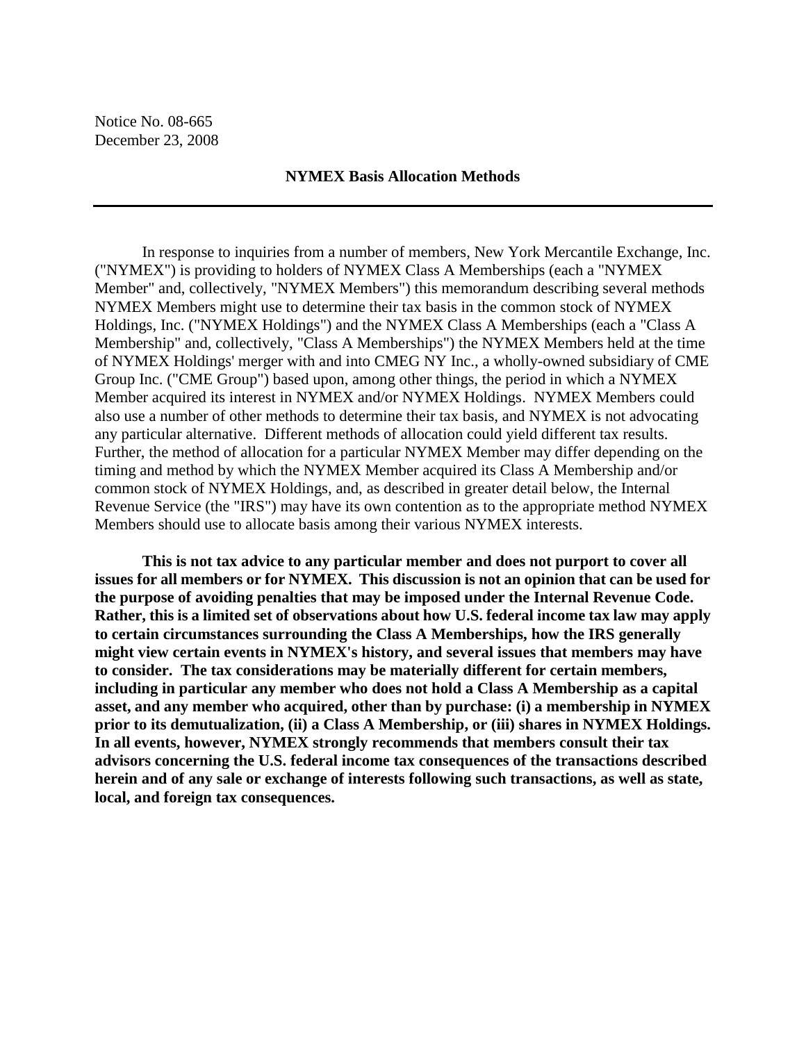Notice No. 08-665
December 23, 2008

## NYMEX Basis Allocation Methods

---

In response to inquiries from a number of members, New York Mercantile Exchange, Inc. ("NYMEX") is providing to holders of NYMEX Class A Memberships (each a "NYMEX Member" and, collectively, "NYMEX Members") this memorandum describing several methods NYMEX Members might use to determine their tax basis in the common stock of NYMEX Holdings, Inc. ("NYMEX Holdings") and the NYMEX Class A Memberships (each a "Class A Membership" and, collectively, "Class A Memberships") the NYMEX Members held at the time of NYMEX Holdings' merger with and into CMEG NY Inc., a wholly-owned subsidiary of CME Group Inc. ("CME Group") based upon, among other things, the period in which a NYMEX Member acquired its interest in NYMEX and/or NYMEX Holdings. NYMEX Members could also use a number of other methods to determine their tax basis, and NYMEX is not advocating any particular alternative. Different methods of allocation could yield different tax results. Further, the method of allocation for a particular NYMEX Member may differ depending on the timing and method by which the NYMEX Member acquired its Class A Membership and/or common stock of NYMEX Holdings, and, as described in greater detail below, the Internal Revenue Service (the "IRS") may have its own contention as to the appropriate method NYMEX Members should use to allocate basis among their various NYMEX interests.

**This is not tax advice to any particular member and does not purport to cover all issues for all members or for NYMEX. This discussion is not an opinion that can be used for the purpose of avoiding penalties that may be imposed under the Internal Revenue Code. Rather, this is a limited set of observations about how U.S. federal income tax law may apply to certain circumstances surrounding the Class A Memberships, how the IRS generally might view certain events in NYMEX's history, and several issues that members may have to consider. The tax considerations may be materially different for certain members, including in particular any member who does not hold a Class A Membership as a capital asset, and any member who acquired, other than by purchase: (i) a membership in NYMEX prior to its demutualization, (ii) a Class A Membership, or (iii) shares in NYMEX Holdings. In all events, however, NYMEX strongly recommends that members consult their tax advisors concerning the U.S. federal income tax consequences of the transactions described herein and of any sale or exchange of interests following such transactions, as well as state, local, and foreign tax consequences.**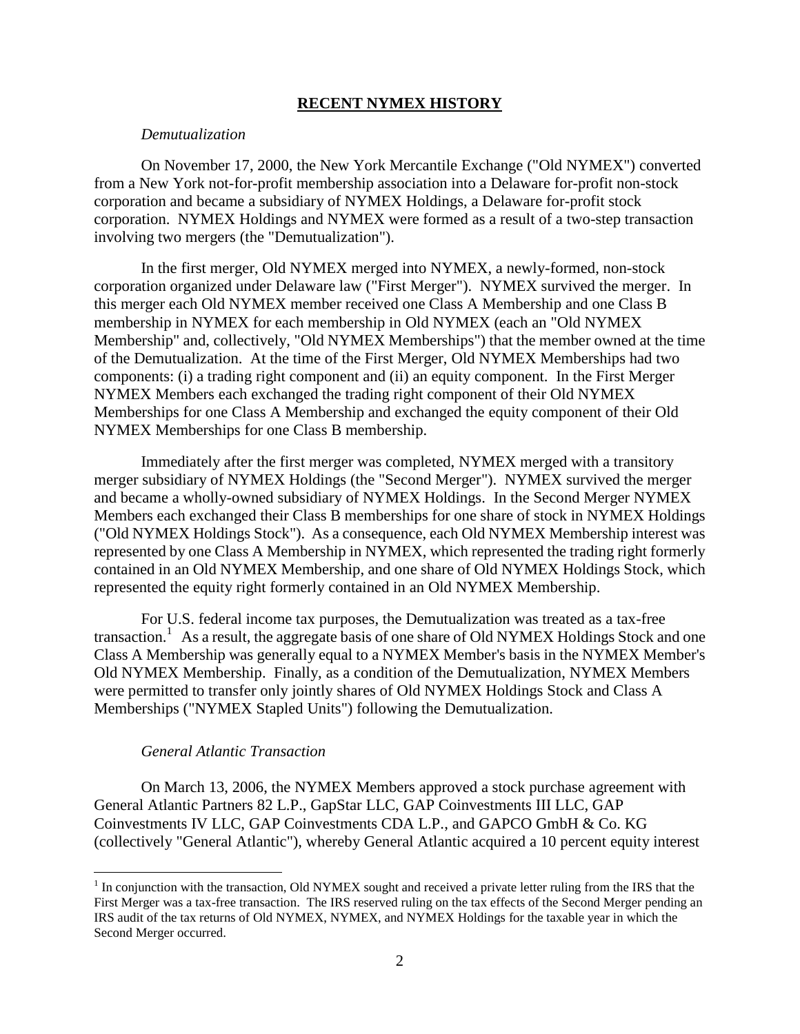## RECENT NYMEX HISTORY

*Demutualization*

On November 17, 2000, the New York Mercantile Exchange ("Old NYMEX") converted from a New York not-for-profit membership association into a Delaware for-profit non-stock corporation and became a subsidiary of NYMEX Holdings, a Delaware for-profit stock corporation. NYMEX Holdings and NYMEX were formed as a result of a two-step transaction involving two mergers (the "Demutualization").

In the first merger, Old NYMEX merged into NYMEX, a newly-formed, non-stock corporation organized under Delaware law ("First Merger"). NYMEX survived the merger. In this merger each Old NYMEX member received one Class A Membership and one Class B membership in NYMEX for each membership in Old NYMEX (each an "Old NYMEX Membership" and, collectively, "Old NYMEX Memberships") that the member owned at the time of the Demutualization. At the time of the First Merger, Old NYMEX Memberships had two components: (i) a trading right component and (ii) an equity component. In the First Merger NYMEX Members each exchanged the trading right component of their Old NYMEX Memberships for one Class A Membership and exchanged the equity component of their Old NYMEX Memberships for one Class B membership.

Immediately after the first merger was completed, NYMEX merged with a transitory merger subsidiary of NYMEX Holdings (the "Second Merger"). NYMEX survived the merger and became a wholly-owned subsidiary of NYMEX Holdings. In the Second Merger NYMEX Members each exchanged their Class B memberships for one share of stock in NYMEX Holdings ("Old NYMEX Holdings Stock"). As a consequence, each Old NYMEX Membership interest was represented by one Class A Membership in NYMEX, which represented the trading right formerly contained in an Old NYMEX Membership, and one share of Old NYMEX Holdings Stock, which represented the equity right formerly contained in an Old NYMEX Membership.

For U.S. federal income tax purposes, the Demutualization was treated as a tax-free transaction.[1] As a result, the aggregate basis of one share of Old NYMEX Holdings Stock and one Class A Membership was generally equal to a NYMEX Member's basis in the NYMEX Member's Old NYMEX Membership. Finally, as a condition of the Demutualization, NYMEX Members were permitted to transfer only jointly shares of Old NYMEX Holdings Stock and Class A Memberships ("NYMEX Stapled Units") following the Demutualization.

*General Atlantic Transaction*

On March 13, 2006, the NYMEX Members approved a stock purchase agreement with General Atlantic Partners 82 L.P., GapStar LLC, GAP Coinvestments III LLC, GAP Coinvestments IV LLC, GAP Coinvestments CDA L.P., and GAPCO GmbH & Co. KG (collectively "General Atlantic"), whereby General Atlantic acquired a 10 percent equity interest

---

[1] In conjunction with the transaction, Old NYMEX sought and received a private letter ruling from the IRS that the First Merger was a tax-free transaction. The IRS reserved ruling on the tax effects of the Second Merger pending an IRS audit of the tax returns of Old NYMEX, NYMEX, and NYMEX Holdings for the taxable year in which the Second Merger occurred.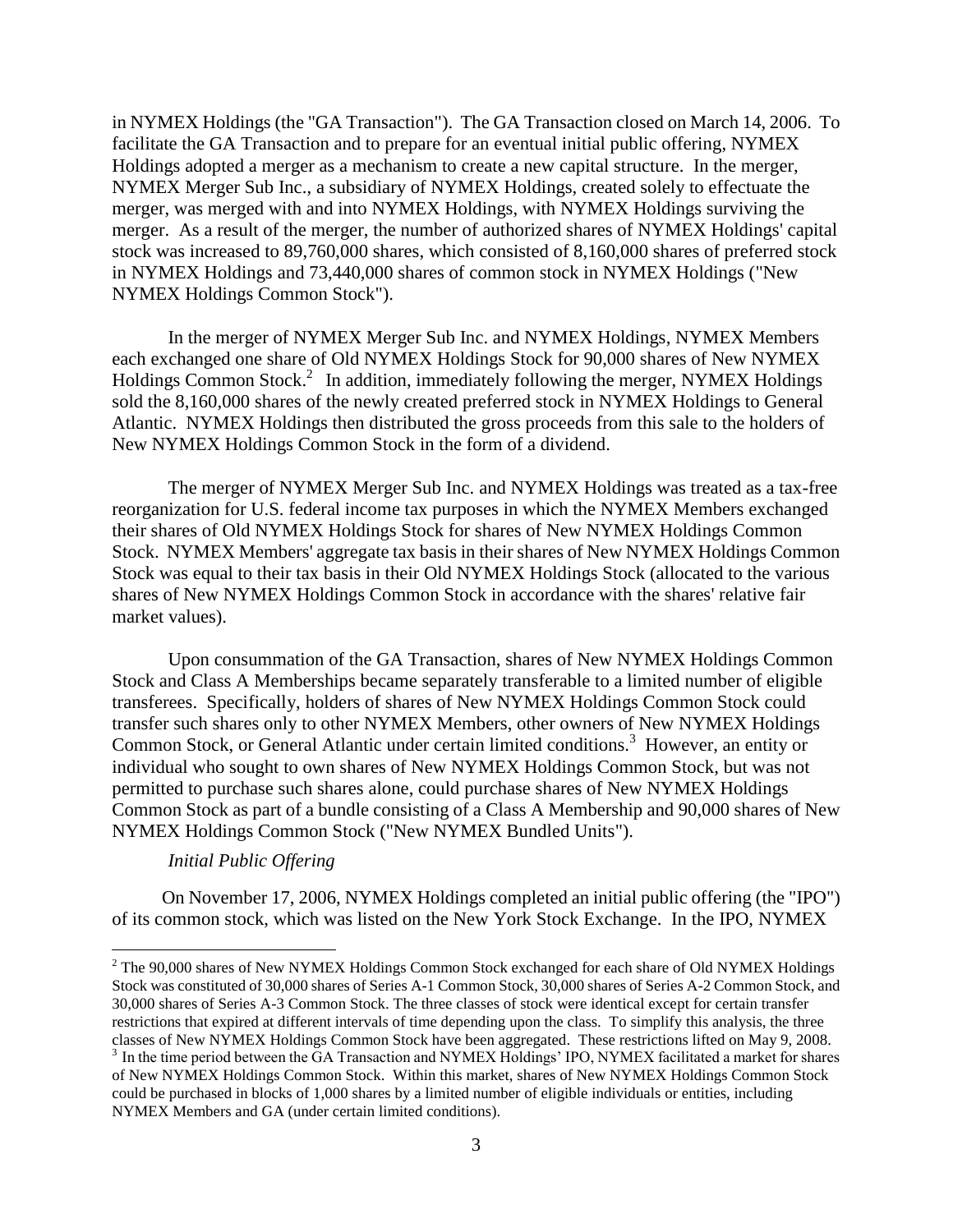in NYMEX Holdings (the "GA Transaction"). The GA Transaction closed on March 14, 2006. To facilitate the GA Transaction and to prepare for an eventual initial public offering, NYMEX Holdings adopted a merger as a mechanism to create a new capital structure. In the merger, NYMEX Merger Sub Inc., a subsidiary of NYMEX Holdings, created solely to effectuate the merger, was merged with and into NYMEX Holdings, with NYMEX Holdings surviving the merger. As a result of the merger, the number of authorized shares of NYMEX Holdings' capital stock was increased to 89,760,000 shares, which consisted of 8,160,000 shares of preferred stock in NYMEX Holdings and 73,440,000 shares of common stock in NYMEX Holdings ("New NYMEX Holdings Common Stock").

In the merger of NYMEX Merger Sub Inc. and NYMEX Holdings, NYMEX Members each exchanged one share of Old NYMEX Holdings Stock for 90,000 shares of New NYMEX Holdings Common Stock.[2] In addition, immediately following the merger, NYMEX Holdings sold the 8,160,000 shares of the newly created preferred stock in NYMEX Holdings to General Atlantic. NYMEX Holdings then distributed the gross proceeds from this sale to the holders of New NYMEX Holdings Common Stock in the form of a dividend.

The merger of NYMEX Merger Sub Inc. and NYMEX Holdings was treated as a tax-free reorganization for U.S. federal income tax purposes in which the NYMEX Members exchanged their shares of Old NYMEX Holdings Stock for shares of New NYMEX Holdings Common Stock. NYMEX Members' aggregate tax basis in their shares of New NYMEX Holdings Common Stock was equal to their tax basis in their Old NYMEX Holdings Stock (allocated to the various shares of New NYMEX Holdings Common Stock in accordance with the shares' relative fair market values).

Upon consummation of the GA Transaction, shares of New NYMEX Holdings Common Stock and Class A Memberships became separately transferable to a limited number of eligible transferees. Specifically, holders of shares of New NYMEX Holdings Common Stock could transfer such shares only to other NYMEX Members, other owners of New NYMEX Holdings Common Stock, or General Atlantic under certain limited conditions.[3] However, an entity or individual who sought to own shares of New NYMEX Holdings Common Stock, but was not permitted to purchase such shares alone, could purchase shares of New NYMEX Holdings Common Stock as part of a bundle consisting of a Class A Membership and 90,000 shares of New NYMEX Holdings Common Stock ("New NYMEX Bundled Units").

*Initial Public Offering*

On November 17, 2006, NYMEX Holdings completed an initial public offering (the "IPO") of its common stock, which was listed on the New York Stock Exchange. In the IPO, NYMEX

---

[2] The 90,000 shares of New NYMEX Holdings Common Stock exchanged for each share of Old NYMEX Holdings Stock was constituted of 30,000 shares of Series A-1 Common Stock, 30,000 shares of Series A-2 Common Stock, and 30,000 shares of Series A-3 Common Stock. The three classes of stock were identical except for certain transfer restrictions that expired at different intervals of time depending upon the class. To simplify this analysis, the three classes of New NYMEX Holdings Common Stock have been aggregated. These restrictions lifted on May 9, 2008.

[3] In the time period between the GA Transaction and NYMEX Holdings' IPO, NYMEX facilitated a market for shares of New NYMEX Holdings Common Stock. Within this market, shares of New NYMEX Holdings Common Stock could be purchased in blocks of 1,000 shares by a limited number of eligible individuals or entities, including NYMEX Members and GA (under certain limited conditions).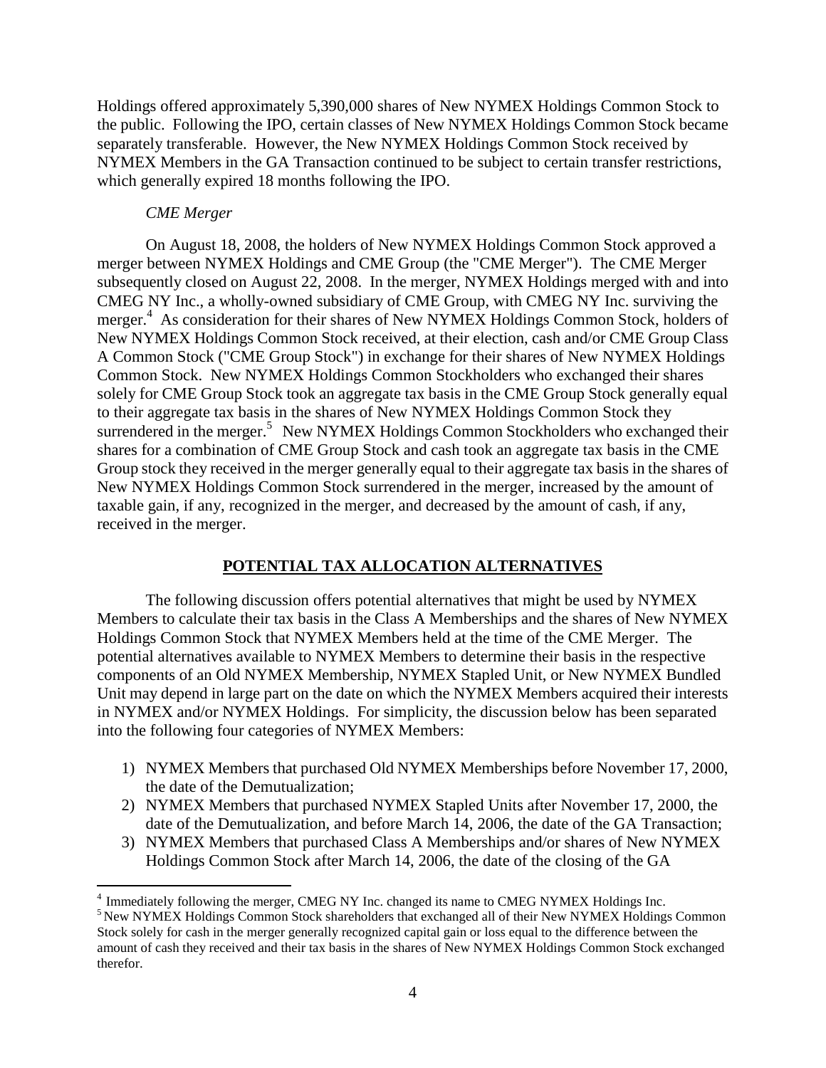Holdings offered approximately 5,390,000 shares of New NYMEX Holdings Common Stock to the public. Following the IPO, certain classes of New NYMEX Holdings Common Stock became separately transferable. However, the New NYMEX Holdings Common Stock received by NYMEX Members in the GA Transaction continued to be subject to certain transfer restrictions, which generally expired 18 months following the IPO.

*CME Merger*

On August 18, 2008, the holders of New NYMEX Holdings Common Stock approved a merger between NYMEX Holdings and CME Group (the "CME Merger"). The CME Merger subsequently closed on August 22, 2008. In the merger, NYMEX Holdings merged with and into CMEG NY Inc., a wholly-owned subsidiary of CME Group, with CMEG NY Inc. surviving the merger.[4] As consideration for their shares of New NYMEX Holdings Common Stock, holders of New NYMEX Holdings Common Stock received, at their election, cash and/or CME Group Class A Common Stock ("CME Group Stock") in exchange for their shares of New NYMEX Holdings Common Stock. New NYMEX Holdings Common Stockholders who exchanged their shares solely for CME Group Stock took an aggregate tax basis in the CME Group Stock generally equal to their aggregate tax basis in the shares of New NYMEX Holdings Common Stock they surrendered in the merger.[5] New NYMEX Holdings Common Stockholders who exchanged their shares for a combination of CME Group Stock and cash took an aggregate tax basis in the CME Group stock they received in the merger generally equal to their aggregate tax basis in the shares of New NYMEX Holdings Common Stock surrendered in the merger, increased by the amount of taxable gain, if any, recognized in the merger, and decreased by the amount of cash, if any, received in the merger.

## POTENTIAL TAX ALLOCATION ALTERNATIVES

The following discussion offers potential alternatives that might be used by NYMEX Members to calculate their tax basis in the Class A Memberships and the shares of New NYMEX Holdings Common Stock that NYMEX Members held at the time of the CME Merger. The potential alternatives available to NYMEX Members to determine their basis in the respective components of an Old NYMEX Membership, NYMEX Stapled Unit, or New NYMEX Bundled Unit may depend in large part on the date on which the NYMEX Members acquired their interests in NYMEX and/or NYMEX Holdings. For simplicity, the discussion below has been separated into the following four categories of NYMEX Members:

1) NYMEX Members that purchased Old NYMEX Memberships before November 17, 2000, the date of the Demutualization;
2) NYMEX Members that purchased NYMEX Stapled Units after November 17, 2000, the date of the Demutualization, and before March 14, 2006, the date of the GA Transaction;
3) NYMEX Members that purchased Class A Memberships and/or shares of New NYMEX Holdings Common Stock after March 14, 2006, the date of the closing of the GA

[4] Immediately following the merger, CMEG NY Inc. changed its name to CMEG NYMEX Holdings Inc.

[5] New NYMEX Holdings Common Stock shareholders that exchanged all of their New NYMEX Holdings Common Stock solely for cash in the merger generally recognized capital gain or loss equal to the difference between the amount of cash they received and their tax basis in the shares of New NYMEX Holdings Common Stock exchanged therefor.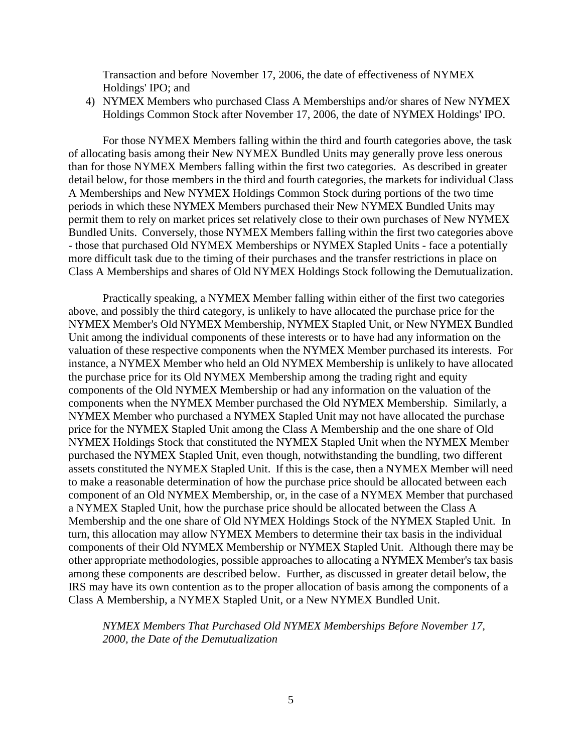Transaction and before November 17, 2006, the date of effectiveness of NYMEX Holdings' IPO; and

4) NYMEX Members who purchased Class A Memberships and/or shares of New NYMEX Holdings Common Stock after November 17, 2006, the date of NYMEX Holdings' IPO.

For those NYMEX Members falling within the third and fourth categories above, the task of allocating basis among their New NYMEX Bundled Units may generally prove less onerous than for those NYMEX Members falling within the first two categories. As described in greater detail below, for those members in the third and fourth categories, the markets for individual Class A Memberships and New NYMEX Holdings Common Stock during portions of the two time periods in which these NYMEX Members purchased their New NYMEX Bundled Units may permit them to rely on market prices set relatively close to their own purchases of New NYMEX Bundled Units. Conversely, those NYMEX Members falling within the first two categories above - those that purchased Old NYMEX Memberships or NYMEX Stapled Units - face a potentially more difficult task due to the timing of their purchases and the transfer restrictions in place on Class A Memberships and shares of Old NYMEX Holdings Stock following the Demutualization.

Practically speaking, a NYMEX Member falling within either of the first two categories above, and possibly the third category, is unlikely to have allocated the purchase price for the NYMEX Member's Old NYMEX Membership, NYMEX Stapled Unit, or New NYMEX Bundled Unit among the individual components of these interests or to have had any information on the valuation of these respective components when the NYMEX Member purchased its interests. For instance, a NYMEX Member who held an Old NYMEX Membership is unlikely to have allocated the purchase price for its Old NYMEX Membership among the trading right and equity components of the Old NYMEX Membership or had any information on the valuation of the components when the NYMEX Member purchased the Old NYMEX Membership. Similarly, a NYMEX Member who purchased a NYMEX Stapled Unit may not have allocated the purchase price for the NYMEX Stapled Unit among the Class A Membership and the one share of Old NYMEX Holdings Stock that constituted the NYMEX Stapled Unit when the NYMEX Member purchased the NYMEX Stapled Unit, even though, notwithstanding the bundling, two different assets constituted the NYMEX Stapled Unit. If this is the case, then a NYMEX Member will need to make a reasonable determination of how the purchase price should be allocated between each component of an Old NYMEX Membership, or, in the case of a NYMEX Member that purchased a NYMEX Stapled Unit, how the purchase price should be allocated between the Class A Membership and the one share of Old NYMEX Holdings Stock of the NYMEX Stapled Unit. In turn, this allocation may allow NYMEX Members to determine their tax basis in the individual components of their Old NYMEX Membership or NYMEX Stapled Unit. Although there may be other appropriate methodologies, possible approaches to allocating a NYMEX Member's tax basis among these components are described below. Further, as discussed in greater detail below, the IRS may have its own contention as to the proper allocation of basis among the components of a Class A Membership, a NYMEX Stapled Unit, or a New NYMEX Bundled Unit.

*NYMEX Members That Purchased Old NYMEX Memberships Before November 17, 2000, the Date of the Demutualization*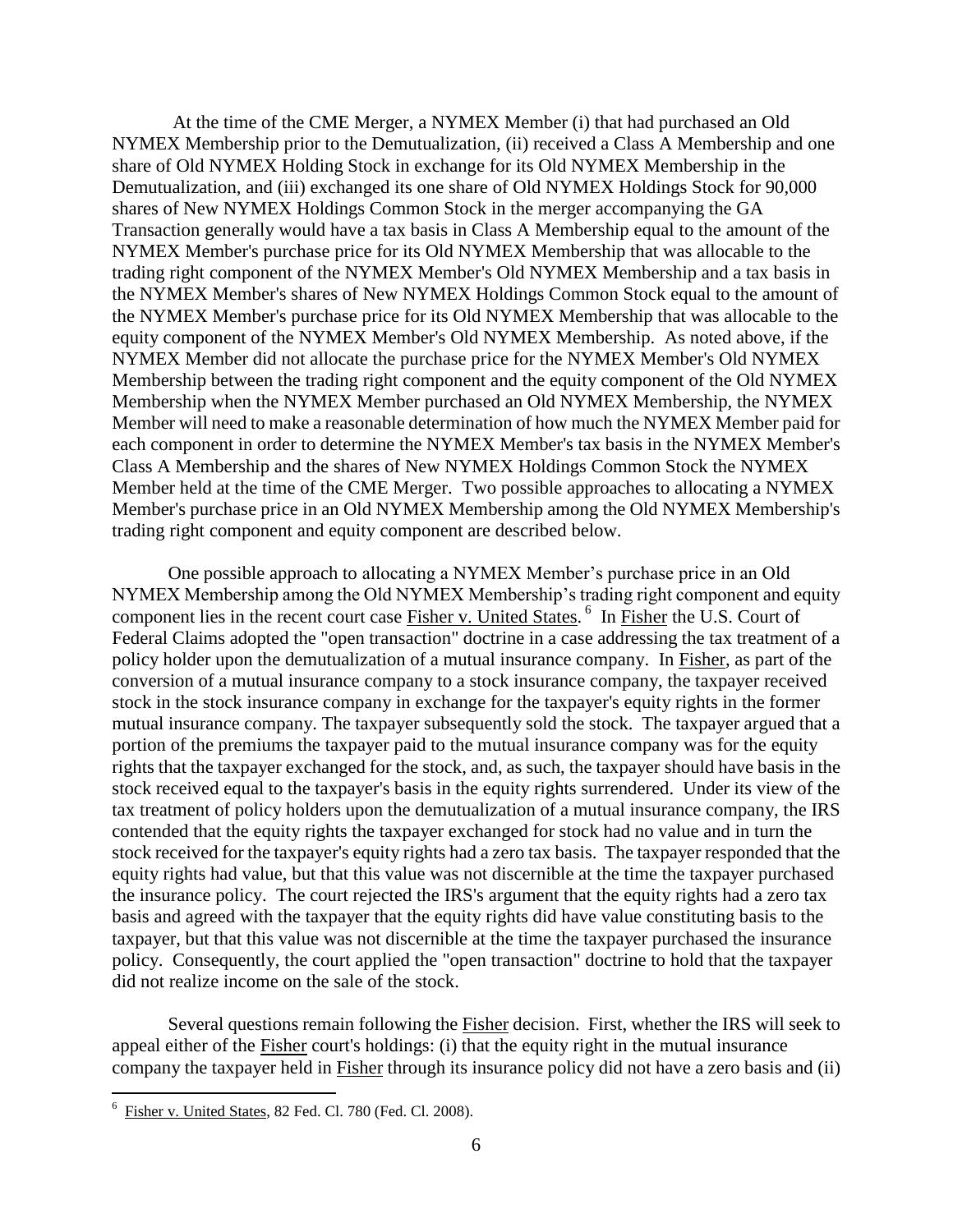At the time of the CME Merger, a NYMEX Member (i) that had purchased an Old NYMEX Membership prior to the Demutualization, (ii) received a Class A Membership and one share of Old NYMEX Holding Stock in exchange for its Old NYMEX Membership in the Demutualization, and (iii) exchanged its one share of Old NYMEX Holdings Stock for 90,000 shares of New NYMEX Holdings Common Stock in the merger accompanying the GA Transaction generally would have a tax basis in Class A Membership equal to the amount of the NYMEX Member's purchase price for its Old NYMEX Membership that was allocable to the trading right component of the NYMEX Member's Old NYMEX Membership and a tax basis in the NYMEX Member's shares of New NYMEX Holdings Common Stock equal to the amount of the NYMEX Member's purchase price for its Old NYMEX Membership that was allocable to the equity component of the NYMEX Member's Old NYMEX Membership. As noted above, if the NYMEX Member did not allocate the purchase price for the NYMEX Member's Old NYMEX Membership between the trading right component and the equity component of the Old NYMEX Membership when the NYMEX Member purchased an Old NYMEX Membership, the NYMEX Member will need to make a reasonable determination of how much the NYMEX Member paid for each component in order to determine the NYMEX Member's tax basis in the NYMEX Member's Class A Membership and the shares of New NYMEX Holdings Common Stock the NYMEX Member held at the time of the CME Merger. Two possible approaches to allocating a NYMEX Member's purchase price in an Old NYMEX Membership among the Old NYMEX Membership's trading right component and equity component are described below.

One possible approach to allocating a NYMEX Member's purchase price in an Old NYMEX Membership among the Old NYMEX Membership's trading right component and equity component lies in the recent court case Fisher v. United States.[6] In Fisher the U.S. Court of Federal Claims adopted the "open transaction" doctrine in a case addressing the tax treatment of a policy holder upon the demutualization of a mutual insurance company. In Fisher, as part of the conversion of a mutual insurance company to a stock insurance company, the taxpayer received stock in the stock insurance company in exchange for the taxpayer's equity rights in the former mutual insurance company. The taxpayer subsequently sold the stock. The taxpayer argued that a portion of the premiums the taxpayer paid to the mutual insurance company was for the equity rights that the taxpayer exchanged for the stock, and, as such, the taxpayer should have basis in the stock received equal to the taxpayer's basis in the equity rights surrendered. Under its view of the tax treatment of policy holders upon the demutualization of a mutual insurance company, the IRS contended that the equity rights the taxpayer exchanged for stock had no value and in turn the stock received for the taxpayer's equity rights had a zero tax basis. The taxpayer responded that the equity rights had value, but that this value was not discernible at the time the taxpayer purchased the insurance policy. The court rejected the IRS's argument that the equity rights had a zero tax basis and agreed with the taxpayer that the equity rights did have value constituting basis to the taxpayer, but that this value was not discernible at the time the taxpayer purchased the insurance policy. Consequently, the court applied the "open transaction" doctrine to hold that the taxpayer did not realize income on the sale of the stock.

Several questions remain following the Fisher decision. First, whether the IRS will seek to appeal either of the Fisher court's holdings: (i) that the equity right in the mutual insurance company the taxpayer held in Fisher through its insurance policy did not have a zero basis and (ii)

[6] Fisher v. United States, 82 Fed. Cl. 780 (Fed. Cl. 2008).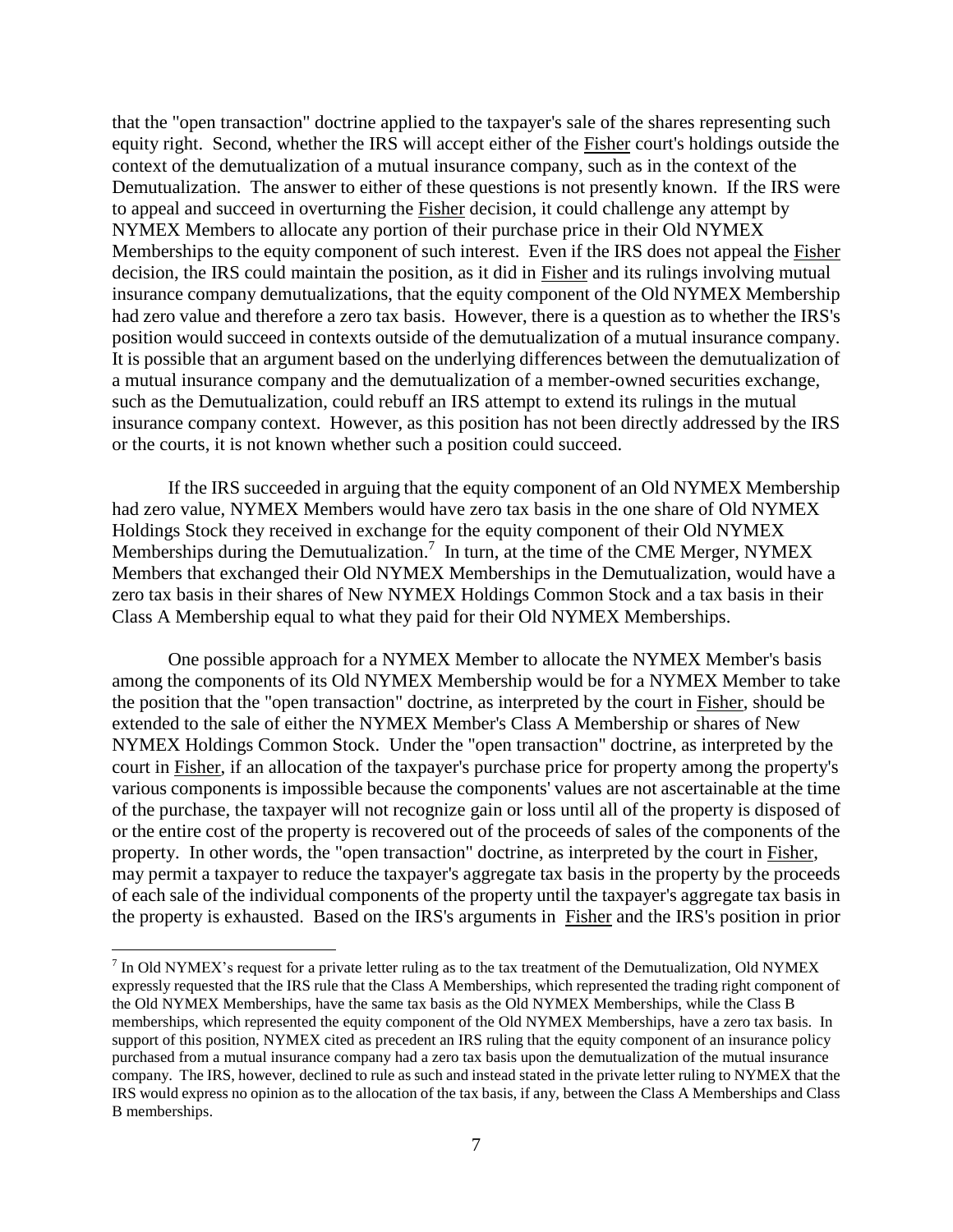that the "open transaction" doctrine applied to the taxpayer's sale of the shares representing such equity right. Second, whether the IRS will accept either of the Fisher court's holdings outside the context of the demutualization of a mutual insurance company, such as in the context of the Demutualization. The answer to either of these questions is not presently known. If the IRS were to appeal and succeed in overturning the Fisher decision, it could challenge any attempt by NYMEX Members to allocate any portion of their purchase price in their Old NYMEX Memberships to the equity component of such interest. Even if the IRS does not appeal the Fisher decision, the IRS could maintain the position, as it did in Fisher and its rulings involving mutual insurance company demutualizations, that the equity component of the Old NYMEX Membership had zero value and therefore a zero tax basis. However, there is a question as to whether the IRS's position would succeed in contexts outside of the demutualization of a mutual insurance company. It is possible that an argument based on the underlying differences between the demutualization of a mutual insurance company and the demutualization of a member-owned securities exchange, such as the Demutualization, could rebuff an IRS attempt to extend its rulings in the mutual insurance company context. However, as this position has not been directly addressed by the IRS or the courts, it is not known whether such a position could succeed.

If the IRS succeeded in arguing that the equity component of an Old NYMEX Membership had zero value, NYMEX Members would have zero tax basis in the one share of Old NYMEX Holdings Stock they received in exchange for the equity component of their Old NYMEX Memberships during the Demutualization.[7] In turn, at the time of the CME Merger, NYMEX Members that exchanged their Old NYMEX Memberships in the Demutualization, would have a zero tax basis in their shares of New NYMEX Holdings Common Stock and a tax basis in their Class A Membership equal to what they paid for their Old NYMEX Memberships.

One possible approach for a NYMEX Member to allocate the NYMEX Member's basis among the components of its Old NYMEX Membership would be for a NYMEX Member to take the position that the "open transaction" doctrine, as interpreted by the court in Fisher, should be extended to the sale of either the NYMEX Member's Class A Membership or shares of New NYMEX Holdings Common Stock. Under the "open transaction" doctrine, as interpreted by the court in Fisher, if an allocation of the taxpayer's purchase price for property among the property's various components is impossible because the components' values are not ascertainable at the time of the purchase, the taxpayer will not recognize gain or loss until all of the property is disposed of or the entire cost of the property is recovered out of the proceeds of sales of the components of the property. In other words, the "open transaction" doctrine, as interpreted by the court in Fisher, may permit a taxpayer to reduce the taxpayer's aggregate tax basis in the property by the proceeds of each sale of the individual components of the property until the taxpayer's aggregate tax basis in the property is exhausted. Based on the IRS's arguments in Fisher and the IRS's position in prior

[7] In Old NYMEX's request for a private letter ruling as to the tax treatment of the Demutualization, Old NYMEX expressly requested that the IRS rule that the Class A Memberships, which represented the trading right component of the Old NYMEX Memberships, have the same tax basis as the Old NYMEX Memberships, while the Class B memberships, which represented the equity component of the Old NYMEX Memberships, have a zero tax basis. In support of this position, NYMEX cited as precedent an IRS ruling that the equity component of an insurance policy purchased from a mutual insurance company had a zero tax basis upon the demutualization of the mutual insurance company. The IRS, however, declined to rule as such and instead stated in the private letter ruling to NYMEX that the IRS would express no opinion as to the allocation of the tax basis, if any, between the Class A Memberships and Class B memberships.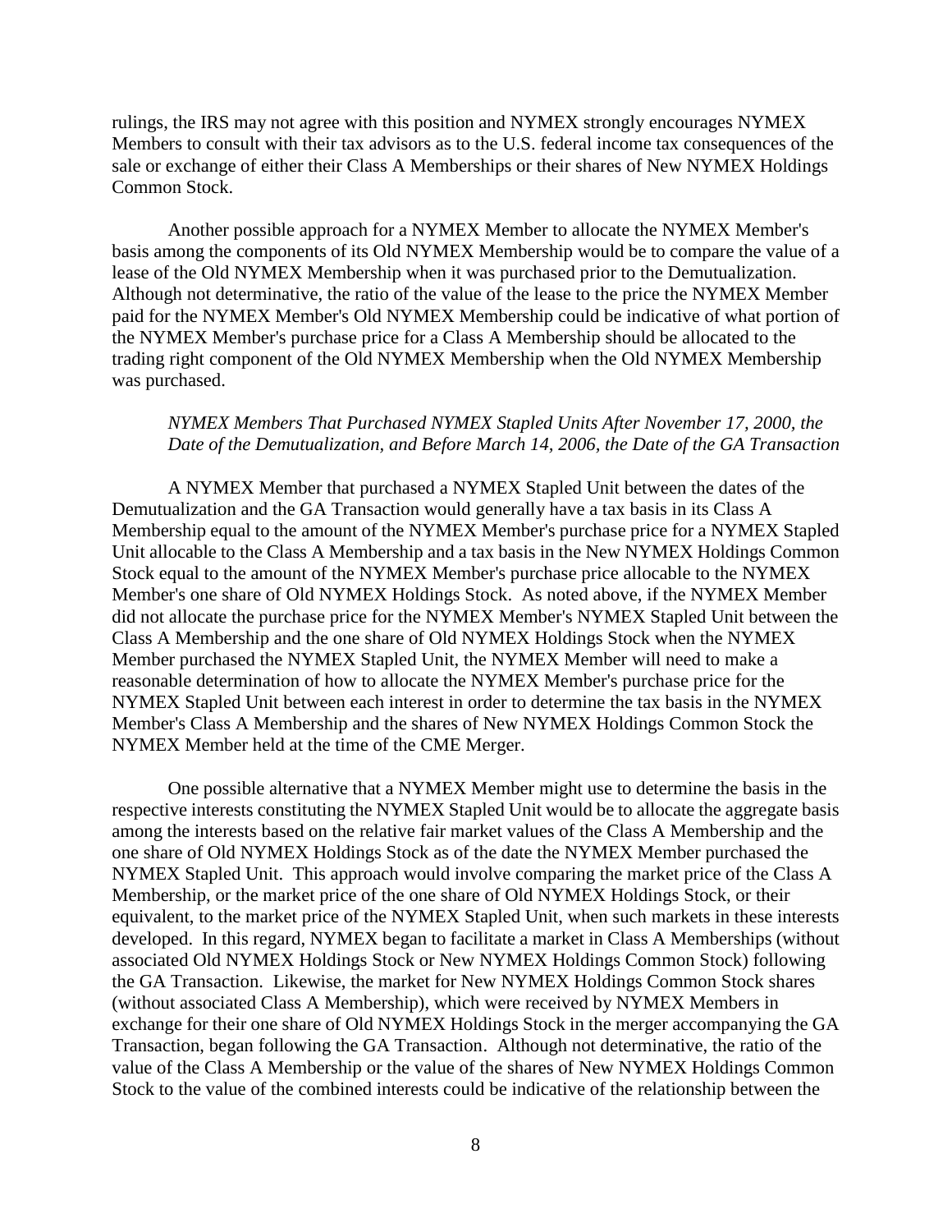rulings, the IRS may not agree with this position and NYMEX strongly encourages NYMEX Members to consult with their tax advisors as to the U.S. federal income tax consequences of the sale or exchange of either their Class A Memberships or their shares of New NYMEX Holdings Common Stock.

Another possible approach for a NYMEX Member to allocate the NYMEX Member's basis among the components of its Old NYMEX Membership would be to compare the value of a lease of the Old NYMEX Membership when it was purchased prior to the Demutualization. Although not determinative, the ratio of the value of the lease to the price the NYMEX Member paid for the NYMEX Member's Old NYMEX Membership could be indicative of what portion of the NYMEX Member's purchase price for a Class A Membership should be allocated to the trading right component of the Old NYMEX Membership when the Old NYMEX Membership was purchased.

*NYMEX Members That Purchased NYMEX Stapled Units After November 17, 2000, the Date of the Demutualization, and Before March 14, 2006, the Date of the GA Transaction*

A NYMEX Member that purchased a NYMEX Stapled Unit between the dates of the Demutualization and the GA Transaction would generally have a tax basis in its Class A Membership equal to the amount of the NYMEX Member's purchase price for a NYMEX Stapled Unit allocable to the Class A Membership and a tax basis in the New NYMEX Holdings Common Stock equal to the amount of the NYMEX Member's purchase price allocable to the NYMEX Member's one share of Old NYMEX Holdings Stock. As noted above, if the NYMEX Member did not allocate the purchase price for the NYMEX Member's NYMEX Stapled Unit between the Class A Membership and the one share of Old NYMEX Holdings Stock when the NYMEX Member purchased the NYMEX Stapled Unit, the NYMEX Member will need to make a reasonable determination of how to allocate the NYMEX Member's purchase price for the NYMEX Stapled Unit between each interest in order to determine the tax basis in the NYMEX Member's Class A Membership and the shares of New NYMEX Holdings Common Stock the NYMEX Member held at the time of the CME Merger.

One possible alternative that a NYMEX Member might use to determine the basis in the respective interests constituting the NYMEX Stapled Unit would be to allocate the aggregate basis among the interests based on the relative fair market values of the Class A Membership and the one share of Old NYMEX Holdings Stock as of the date the NYMEX Member purchased the NYMEX Stapled Unit. This approach would involve comparing the market price of the Class A Membership, or the market price of the one share of Old NYMEX Holdings Stock, or their equivalent, to the market price of the NYMEX Stapled Unit, when such markets in these interests developed. In this regard, NYMEX began to facilitate a market in Class A Memberships (without associated Old NYMEX Holdings Stock or New NYMEX Holdings Common Stock) following the GA Transaction. Likewise, the market for New NYMEX Holdings Common Stock shares (without associated Class A Membership), which were received by NYMEX Members in exchange for their one share of Old NYMEX Holdings Stock in the merger accompanying the GA Transaction, began following the GA Transaction. Although not determinative, the ratio of the value of the Class A Membership or the value of the shares of New NYMEX Holdings Common Stock to the value of the combined interests could be indicative of the relationship between the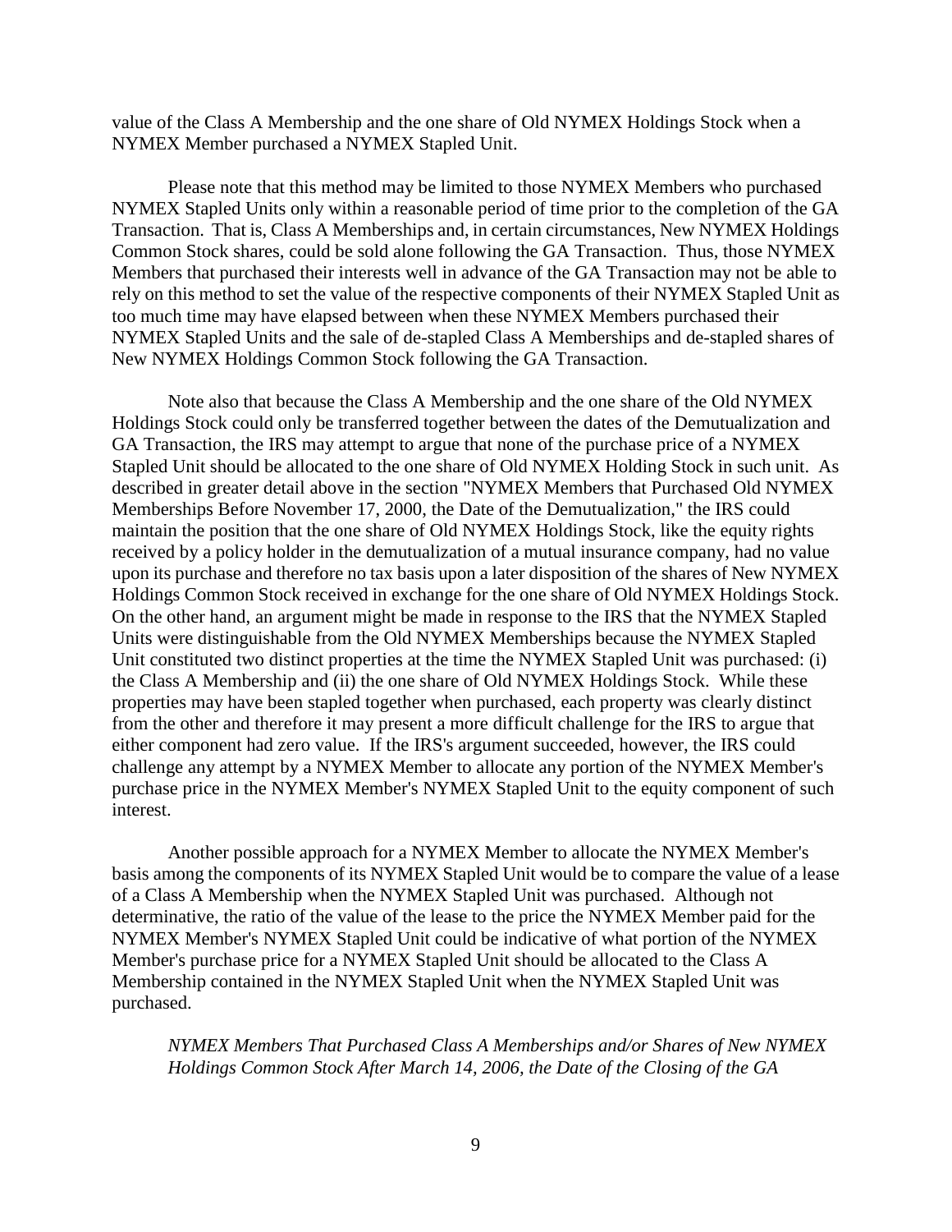value of the Class A Membership and the one share of Old NYMEX Holdings Stock when a NYMEX Member purchased a NYMEX Stapled Unit.

Please note that this method may be limited to those NYMEX Members who purchased NYMEX Stapled Units only within a reasonable period of time prior to the completion of the GA Transaction. That is, Class A Memberships and, in certain circumstances, New NYMEX Holdings Common Stock shares, could be sold alone following the GA Transaction. Thus, those NYMEX Members that purchased their interests well in advance of the GA Transaction may not be able to rely on this method to set the value of the respective components of their NYMEX Stapled Unit as too much time may have elapsed between when these NYMEX Members purchased their NYMEX Stapled Units and the sale of de-stapled Class A Memberships and de-stapled shares of New NYMEX Holdings Common Stock following the GA Transaction.

Note also that because the Class A Membership and the one share of the Old NYMEX Holdings Stock could only be transferred together between the dates of the Demutualization and GA Transaction, the IRS may attempt to argue that none of the purchase price of a NYMEX Stapled Unit should be allocated to the one share of Old NYMEX Holding Stock in such unit. As described in greater detail above in the section "NYMEX Members that Purchased Old NYMEX Memberships Before November 17, 2000, the Date of the Demutualization," the IRS could maintain the position that the one share of Old NYMEX Holdings Stock, like the equity rights received by a policy holder in the demutualization of a mutual insurance company, had no value upon its purchase and therefore no tax basis upon a later disposition of the shares of New NYMEX Holdings Common Stock received in exchange for the one share of Old NYMEX Holdings Stock. On the other hand, an argument might be made in response to the IRS that the NYMEX Stapled Units were distinguishable from the Old NYMEX Memberships because the NYMEX Stapled Unit constituted two distinct properties at the time the NYMEX Stapled Unit was purchased: (i) the Class A Membership and (ii) the one share of Old NYMEX Holdings Stock. While these properties may have been stapled together when purchased, each property was clearly distinct from the other and therefore it may present a more difficult challenge for the IRS to argue that either component had zero value. If the IRS's argument succeeded, however, the IRS could challenge any attempt by a NYMEX Member to allocate any portion of the NYMEX Member's purchase price in the NYMEX Member's NYMEX Stapled Unit to the equity component of such interest.

Another possible approach for a NYMEX Member to allocate the NYMEX Member's basis among the components of its NYMEX Stapled Unit would be to compare the value of a lease of a Class A Membership when the NYMEX Stapled Unit was purchased. Although not determinative, the ratio of the value of the lease to the price the NYMEX Member paid for the NYMEX Member's NYMEX Stapled Unit could be indicative of what portion of the NYMEX Member's purchase price for a NYMEX Stapled Unit should be allocated to the Class A Membership contained in the NYMEX Stapled Unit when the NYMEX Stapled Unit was purchased.

*NYMEX Members That Purchased Class A Memberships and/or Shares of New NYMEX Holdings Common Stock After March 14, 2006, the Date of the Closing of the GA*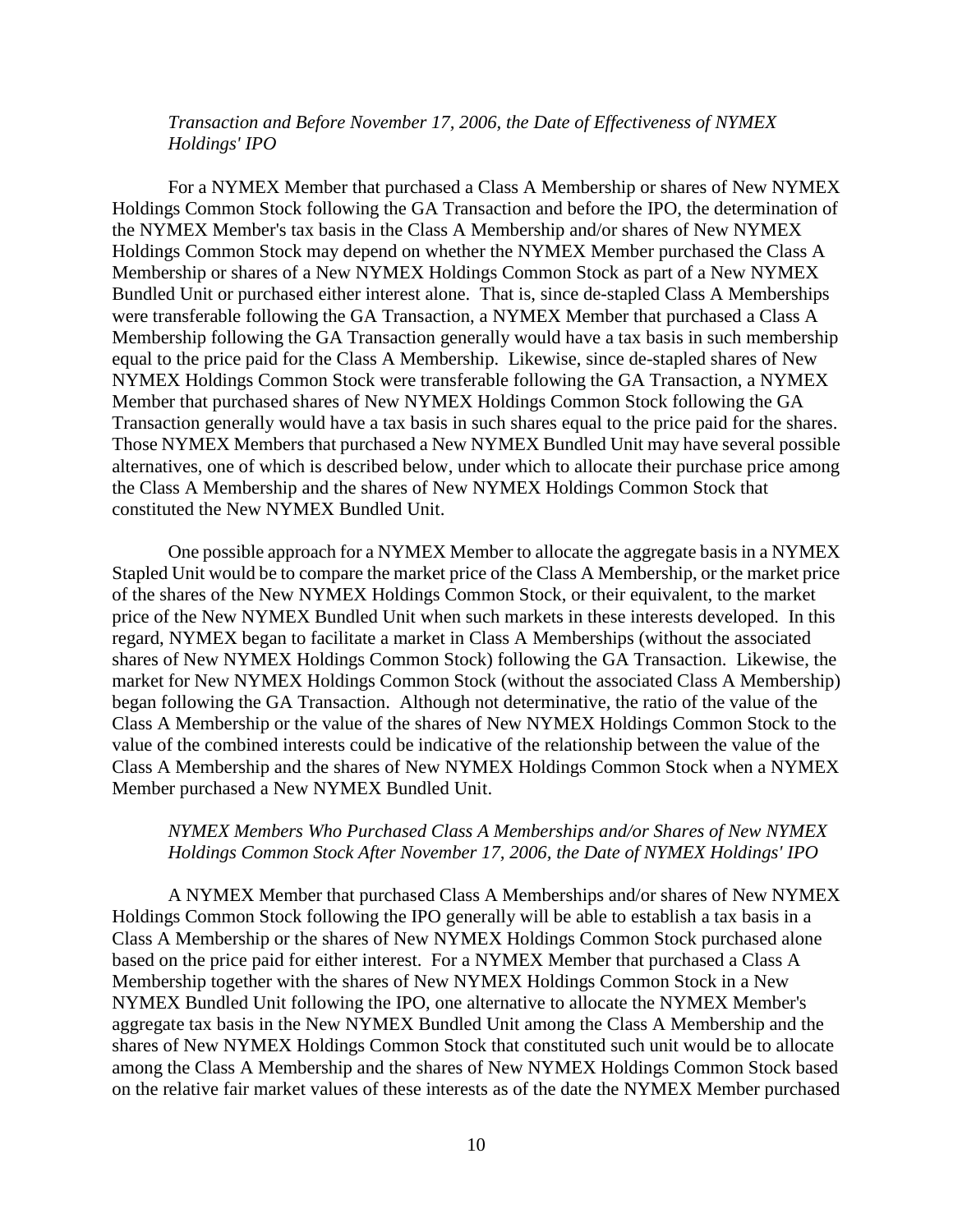*Transaction and Before November 17, 2006, the Date of Effectiveness of NYMEX Holdings' IPO*

For a NYMEX Member that purchased a Class A Membership or shares of New NYMEX Holdings Common Stock following the GA Transaction and before the IPO, the determination of the NYMEX Member's tax basis in the Class A Membership and/or shares of New NYMEX Holdings Common Stock may depend on whether the NYMEX Member purchased the Class A Membership or shares of a New NYMEX Holdings Common Stock as part of a New NYMEX Bundled Unit or purchased either interest alone. That is, since de-stapled Class A Memberships were transferable following the GA Transaction, a NYMEX Member that purchased a Class A Membership following the GA Transaction generally would have a tax basis in such membership equal to the price paid for the Class A Membership. Likewise, since de-stapled shares of New NYMEX Holdings Common Stock were transferable following the GA Transaction, a NYMEX Member that purchased shares of New NYMEX Holdings Common Stock following the GA Transaction generally would have a tax basis in such shares equal to the price paid for the shares. Those NYMEX Members that purchased a New NYMEX Bundled Unit may have several possible alternatives, one of which is described below, under which to allocate their purchase price among the Class A Membership and the shares of New NYMEX Holdings Common Stock that constituted the New NYMEX Bundled Unit.

One possible approach for a NYMEX Member to allocate the aggregate basis in a NYMEX Stapled Unit would be to compare the market price of the Class A Membership, or the market price of the shares of the New NYMEX Holdings Common Stock, or their equivalent, to the market price of the New NYMEX Bundled Unit when such markets in these interests developed. In this regard, NYMEX began to facilitate a market in Class A Memberships (without the associated shares of New NYMEX Holdings Common Stock) following the GA Transaction. Likewise, the market for New NYMEX Holdings Common Stock (without the associated Class A Membership) began following the GA Transaction. Although not determinative, the ratio of the value of the Class A Membership or the value of the shares of New NYMEX Holdings Common Stock to the value of the combined interests could be indicative of the relationship between the value of the Class A Membership and the shares of New NYMEX Holdings Common Stock when a NYMEX Member purchased a New NYMEX Bundled Unit.

*NYMEX Members Who Purchased Class A Memberships and/or Shares of New NYMEX Holdings Common Stock After November 17, 2006, the Date of NYMEX Holdings' IPO*

A NYMEX Member that purchased Class A Memberships and/or shares of New NYMEX Holdings Common Stock following the IPO generally will be able to establish a tax basis in a Class A Membership or the shares of New NYMEX Holdings Common Stock purchased alone based on the price paid for either interest. For a NYMEX Member that purchased a Class A Membership together with the shares of New NYMEX Holdings Common Stock in a New NYMEX Bundled Unit following the IPO, one alternative to allocate the NYMEX Member's aggregate tax basis in the New NYMEX Bundled Unit among the Class A Membership and the shares of New NYMEX Holdings Common Stock that constituted such unit would be to allocate among the Class A Membership and the shares of New NYMEX Holdings Common Stock based on the relative fair market values of these interests as of the date the NYMEX Member purchased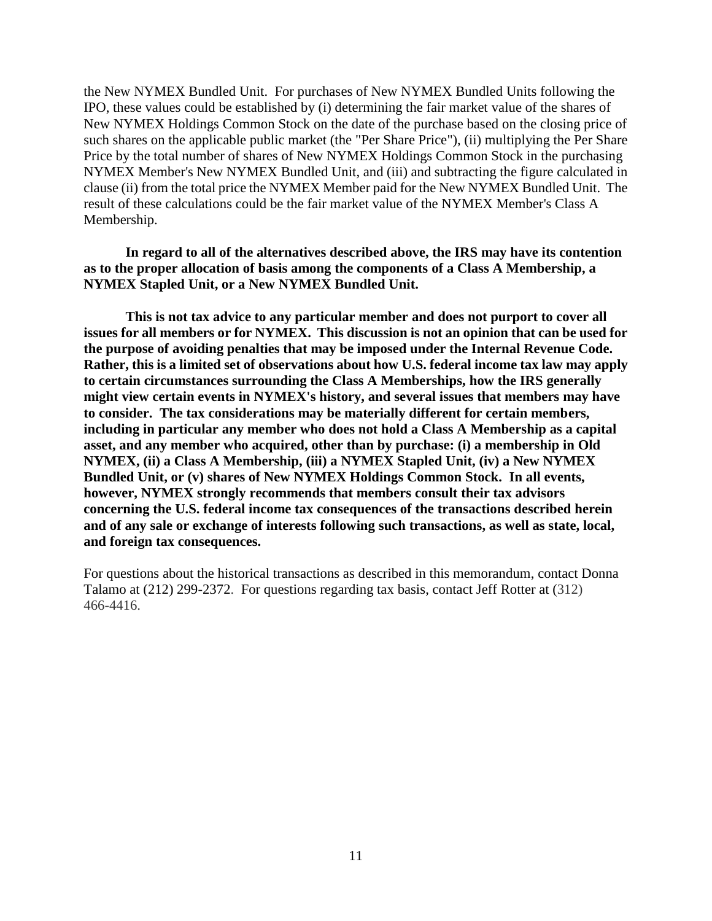the New NYMEX Bundled Unit. For purchases of New NYMEX Bundled Units following the IPO, these values could be established by (i) determining the fair market value of the shares of New NYMEX Holdings Common Stock on the date of the purchase based on the closing price of such shares on the applicable public market (the "Per Share Price"), (ii) multiplying the Per Share Price by the total number of shares of New NYMEX Holdings Common Stock in the purchasing NYMEX Member's New NYMEX Bundled Unit, and (iii) and subtracting the figure calculated in clause (ii) from the total price the NYMEX Member paid for the New NYMEX Bundled Unit. The result of these calculations could be the fair market value of the NYMEX Member's Class A Membership.

**In regard to all of the alternatives described above, the IRS may have its contention as to the proper allocation of basis among the components of a Class A Membership, a NYMEX Stapled Unit, or a New NYMEX Bundled Unit.**

**This is not tax advice to any particular member and does not purport to cover all issues for all members or for NYMEX. This discussion is not an opinion that can be used for the purpose of avoiding penalties that may be imposed under the Internal Revenue Code. Rather, this is a limited set of observations about how U.S. federal income tax law may apply to certain circumstances surrounding the Class A Memberships, how the IRS generally might view certain events in NYMEX's history, and several issues that members may have to consider. The tax considerations may be materially different for certain members, including in particular any member who does not hold a Class A Membership as a capital asset, and any member who acquired, other than by purchase: (i) a membership in Old NYMEX, (ii) a Class A Membership, (iii) a NYMEX Stapled Unit, (iv) a New NYMEX Bundled Unit, or (v) shares of New NYMEX Holdings Common Stock. In all events, however, NYMEX strongly recommends that members consult their tax advisors concerning the U.S. federal income tax consequences of the transactions described herein and of any sale or exchange of interests following such transactions, as well as state, local, and foreign tax consequences.**

For questions about the historical transactions as described in this memorandum, contact Donna Talamo at (212) 299-2372. For questions regarding tax basis, contact Jeff Rotter at (312) 466-4416.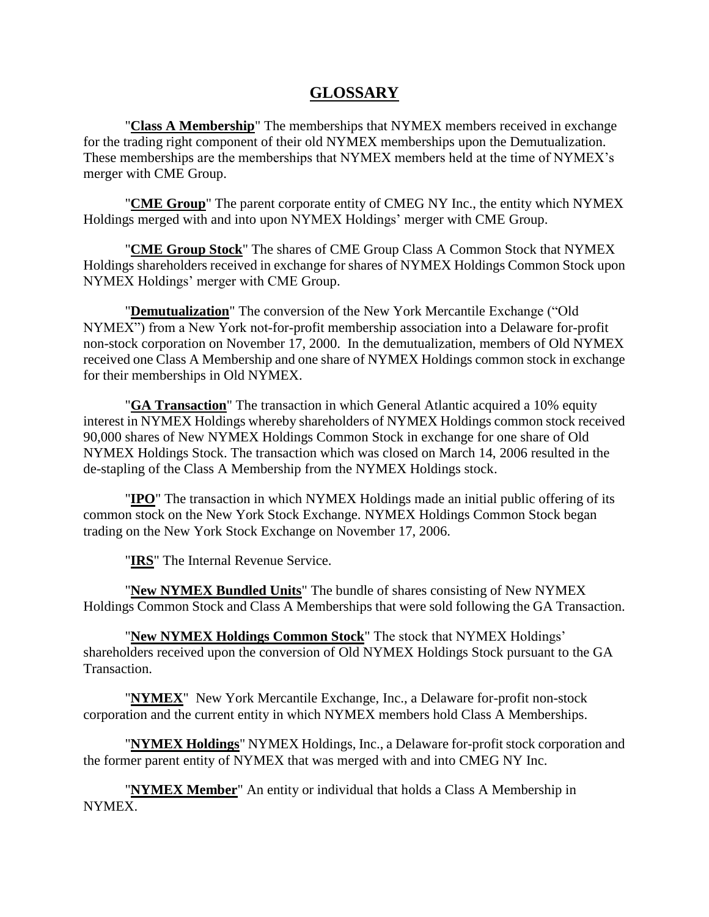# GLOSSARY

"**Class A Membership**" The memberships that NYMEX members received in exchange for the trading right component of their old NYMEX memberships upon the Demutualization. These memberships are the memberships that NYMEX members held at the time of NYMEX's merger with CME Group.

"**CME Group**" The parent corporate entity of CMEG NY Inc., the entity which NYMEX Holdings merged with and into upon NYMEX Holdings' merger with CME Group.

"**CME Group Stock**" The shares of CME Group Class A Common Stock that NYMEX Holdings shareholders received in exchange for shares of NYMEX Holdings Common Stock upon NYMEX Holdings' merger with CME Group.

"**Demutualization**" The conversion of the New York Mercantile Exchange ("Old NYMEX") from a New York not-for-profit membership association into a Delaware for-profit non-stock corporation on November 17, 2000. In the demutualization, members of Old NYMEX received one Class A Membership and one share of NYMEX Holdings common stock in exchange for their memberships in Old NYMEX.

"**GA Transaction**" The transaction in which General Atlantic acquired a 10% equity interest in NYMEX Holdings whereby shareholders of NYMEX Holdings common stock received 90,000 shares of New NYMEX Holdings Common Stock in exchange for one share of Old NYMEX Holdings Stock. The transaction which was closed on March 14, 2006 resulted in the de-stapling of the Class A Membership from the NYMEX Holdings stock.

"**IPO**" The transaction in which NYMEX Holdings made an initial public offering of its common stock on the New York Stock Exchange. NYMEX Holdings Common Stock began trading on the New York Stock Exchange on November 17, 2006.

"**IRS**" The Internal Revenue Service.

"**New NYMEX Bundled Units**" The bundle of shares consisting of New NYMEX Holdings Common Stock and Class A Memberships that were sold following the GA Transaction.

"**New NYMEX Holdings Common Stock**" The stock that NYMEX Holdings' shareholders received upon the conversion of Old NYMEX Holdings Stock pursuant to the GA Transaction.

"**NYMEX**" New York Mercantile Exchange, Inc., a Delaware for-profit non-stock corporation and the current entity in which NYMEX members hold Class A Memberships.

"**NYMEX Holdings**" NYMEX Holdings, Inc., a Delaware for-profit stock corporation and the former parent entity of NYMEX that was merged with and into CMEG NY Inc.

"**NYMEX Member**" An entity or individual that holds a Class A Membership in NYMEX.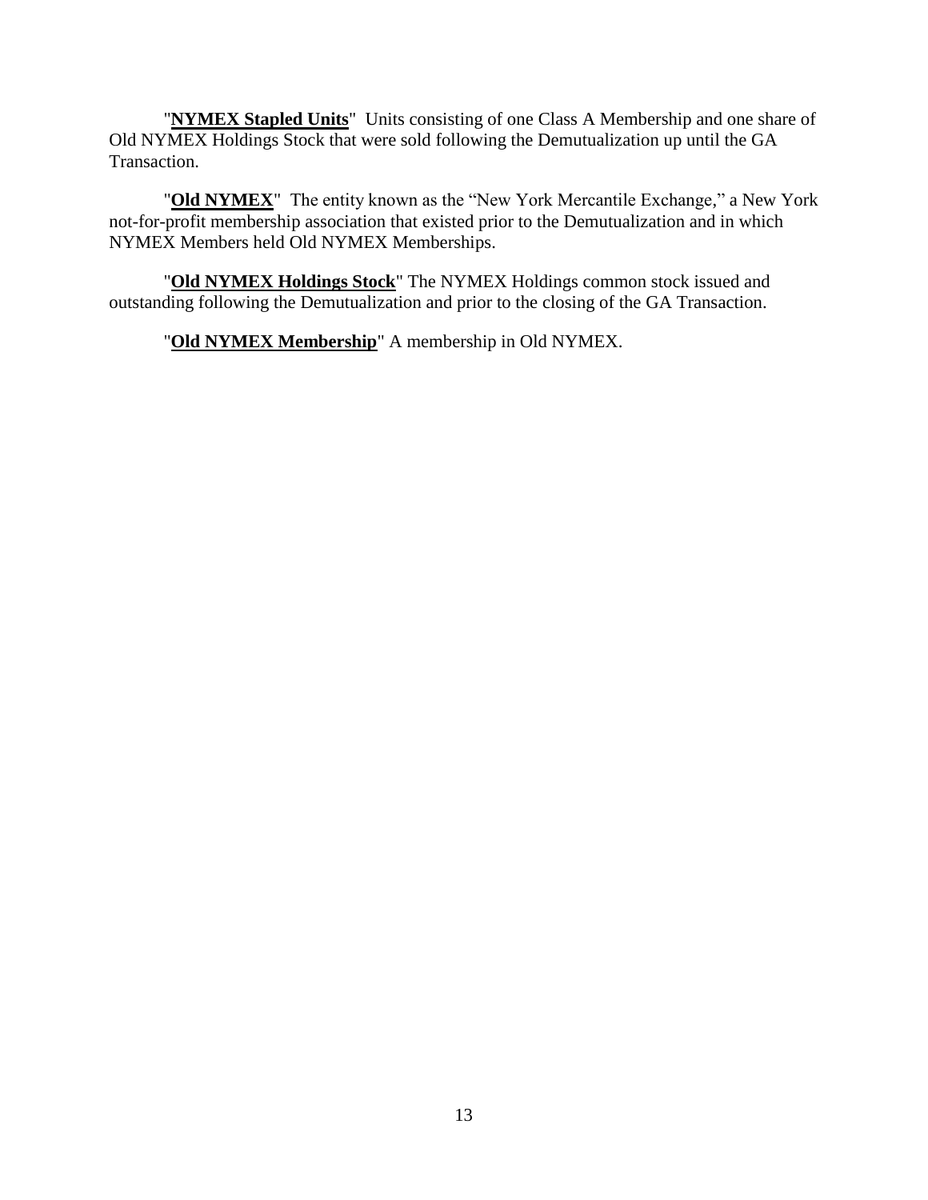"**<u>NYMEX Stapled Units</u>**" Units consisting of one Class A Membership and one share of Old NYMEX Holdings Stock that were sold following the Demutualization up until the GA Transaction.

"**<u>Old NYMEX</u>**" The entity known as the "New York Mercantile Exchange," a New York not-for-profit membership association that existed prior to the Demutualization and in which NYMEX Members held Old NYMEX Memberships.

"**<u>Old NYMEX Holdings Stock</u>**" The NYMEX Holdings common stock issued and outstanding following the Demutualization and prior to the closing of the GA Transaction.

"**<u>Old NYMEX Membership</u>**" A membership in Old NYMEX.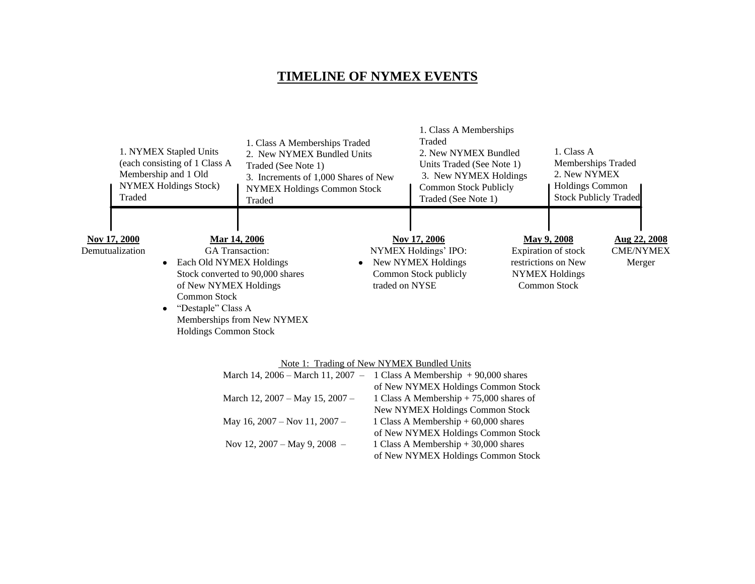# TIMELINE OF NYMEX EVENTS

**Nov 17, 2000**
Demutualization

1. NYMEX Stapled Units (each consisting of 1 Class A Membership and 1 Old NYMEX Holdings Stock) Traded

**Mar 14, 2006**
GA Transaction:

- Each Old NYMEX Holdings Stock converted to 90,000 shares of New NYMEX Holdings Common Stock
- "Destaple" Class A Memberships from New NYMEX Holdings Common Stock

1. Class A Memberships Traded
2. New NYMEX Bundled Units Traded (See Note 1)
3. Increments of 1,000 Shares of New NYMEX Holdings Common Stock Traded

**Nov 17, 2006**
NYMEX Holdings' IPO:

- New NYMEX Holdings Common Stock publicly traded on NYSE

1. Class A Memberships Traded
2. New NYMEX Bundled Units Traded (See Note 1)
3. New NYMEX Holdings Common Stock Publicly Traded (See Note 1)

**May 9, 2008**
Expiration of stock restrictions on New NYMEX Holdings Common Stock

1. Class A Memberships Traded
2. New NYMEX Holdings Common Stock Publicly Traded

**Aug 22, 2008**
CME/NYMEX Merger

Note 1: Trading of New NYMEX Bundled Units

| | |
|---|---|
| March 14, 2006 – March 11, 2007 – | 1 Class A Membership + 90,000 shares of New NYMEX Holdings Common Stock |
| March 12, 2007 – May 15, 2007 – | 1 Class A Membership + 75,000 shares of New NYMEX Holdings Common Stock |
| May 16, 2007 – Nov 11, 2007 – | 1 Class A Membership + 60,000 shares of New NYMEX Holdings Common Stock |
| Nov 12, 2007 – May 9, 2008 – | 1 Class A Membership + 30,000 shares of New NYMEX Holdings Common Stock |